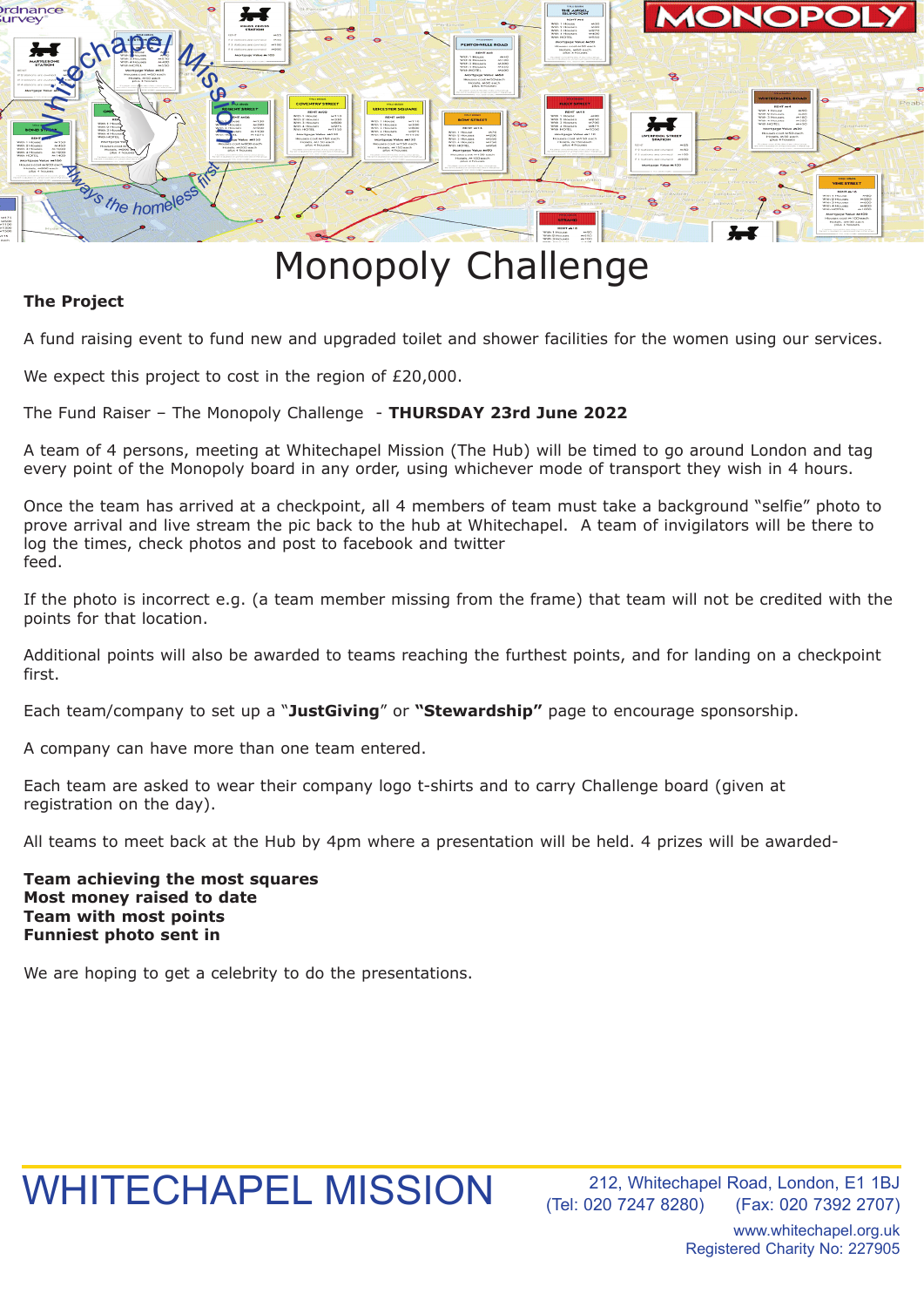# Monopoly Challenge

**The Project**

A fund raising event to fund new and upgraded toilet and shower facilities for the women using our services.

We expect this project to cost in the region of £20,000.

The Fund Raiser – The Monopoly Challenge - **THURSDAY 23rd June 2022**

A team of 4 persons, meeting at Whitechapel Mission (The Hub) will be timed to go around London and tag every point of the Monopoly board in any order, using whichever mode of transport they wish in 4 hours.

Once the team has arrived at a checkpoint, all 4 members of team must take a background "selfie" photo to prove arrival and live stream the pic back to the hub at Whitechapel. A team of invigilators will be there to log the times, check photos and post to facebook and twitter feed.

If the photo is incorrect e.g. (a team member missing from the frame) that team will not be credited with the points for that location.

Additional points will also be awarded to teams reaching the furthest points, and for landing on a checkpoint first.

Each team/company to set up a "**JustGiving**" or **"Stewardship"** page to encourage sponsorship.

A company can have more than one team entered.

Each team are asked to wear their company logo t-shirts and to carry Challenge board (given at registration on the day).

All teams to meet back at the Hub by 4pm where a presentation will be held. 4 prizes will be awarded-

**Team achieving the most squares**
**Most money raised to date**
**Team with most points**
**Funniest photo sent in**

We are hoping to get a celebrity to do the presentations.

WHITECHAPEL MISSION

212, Whitechapel Road, London, E1 1BJ
(Tel: 020 7247 8280) (Fax: 020 7392 2707)
www.whitechapel.org.uk
Registered Charity No: 227905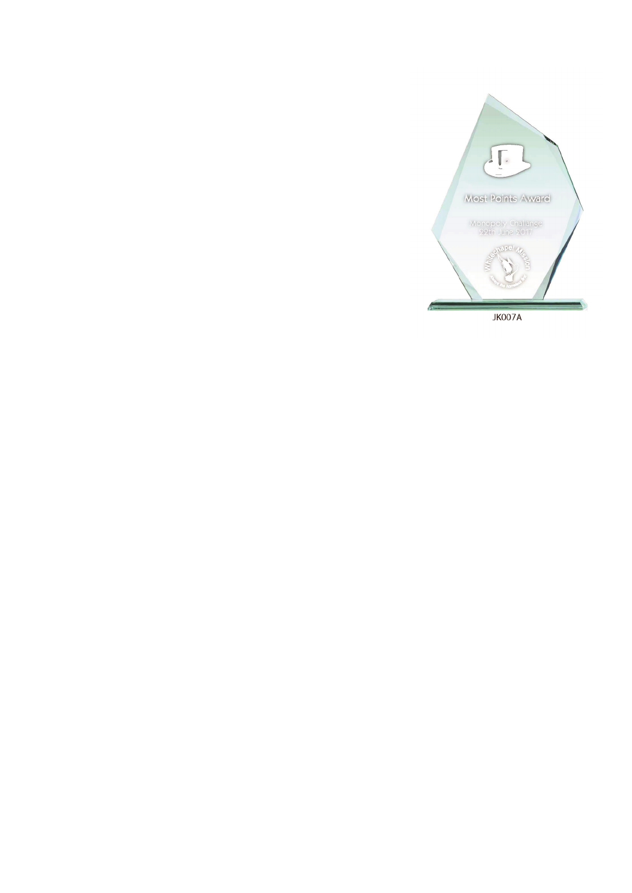Most Points Award

Monopoly Challange
29th June 2017

JK007A